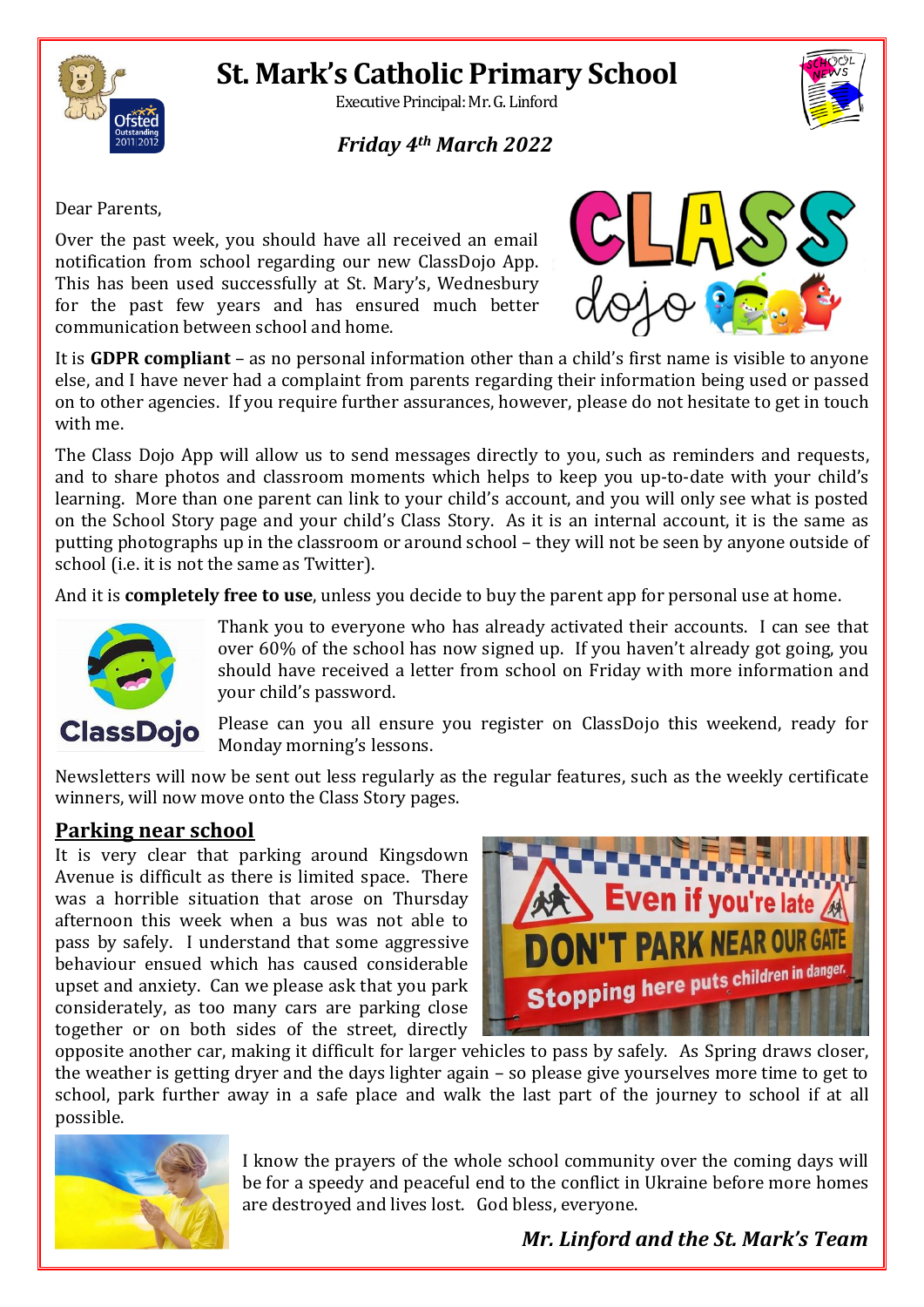# St. Mark's Catholic Primary School

Executive Principal: Mr. G. Linford

***Friday 4th March 2022***

Dear Parents,

Over the past week, you should have all received an email notification from school regarding our new ClassDojo App. This has been used successfully at St. Mary's, Wednesbury for the past few years and has ensured much better communication between school and home.

It is **GDPR compliant** – as no personal information other than a child's first name is visible to anyone else, and I have never had a complaint from parents regarding their information being used or passed on to other agencies. If you require further assurances, however, please do not hesitate to get in touch with me.

The Class Dojo App will allow us to send messages directly to you, such as reminders and requests, and to share photos and classroom moments which helps to keep you up-to-date with your child's learning. More than one parent can link to your child's account, and you will only see what is posted on the School Story page and your child's Class Story. As it is an internal account, it is the same as putting photographs up in the classroom or around school – they will not be seen by anyone outside of school (i.e. it is not the same as Twitter).

And it is **completely free to use**, unless you decide to buy the parent app for personal use at home.

Thank you to everyone who has already activated their accounts. I can see that over 60% of the school has now signed up. If you haven't already got going, you should have received a letter from school on Friday with more information and your child's password.

Please can you all ensure you register on ClassDojo this weekend, ready for Monday morning's lessons.

Newsletters will now be sent out less regularly as the regular features, such as the weekly certificate winners, will now move onto the Class Story pages.

## Parking near school

It is very clear that parking around Kingsdown Avenue is difficult as there is limited space. There was a horrible situation that arose on Thursday afternoon this week when a bus was not able to pass by safely. I understand that some aggressive behaviour ensued which has caused considerable upset and anxiety. Can we please ask that you park considerately, as too many cars are parking close together or on both sides of the street, directly opposite another car, making it difficult for larger vehicles to pass by safely. As Spring draws closer, the weather is getting dryer and the days lighter again – so please give yourselves more time to get to school, park further away in a safe place and walk the last part of the journey to school if at all possible.

I know the prayers of the whole school community over the coming days will be for a speedy and peaceful end to the conflict in Ukraine before more homes are destroyed and lives lost. God bless, everyone.

***Mr. Linford and the St. Mark's Team***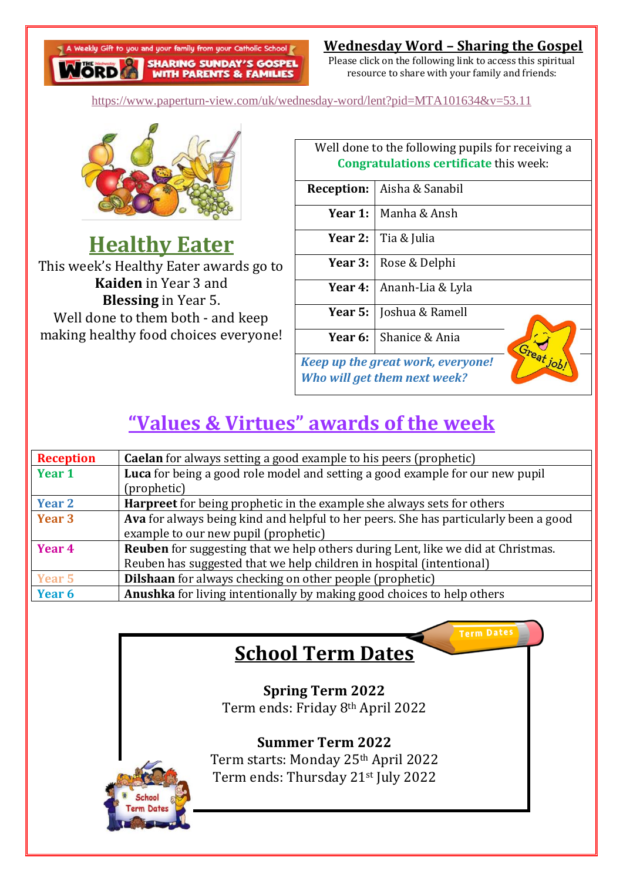**Wednesday Word – Sharing the Gospel**

Please click on the following link to access this spiritual resource to share with your family and friends:

https://www.paperturn-view.com/uk/wednesday-word/lent?pid=MTA101634&v=53.11

## Healthy Eater

This week's Healthy Eater awards go to **Kaiden** in Year 3 and **Blessing** in Year 5.
Well done to them both - and keep making healthy food choices everyone!

Well done to the following pupils for receiving a **Congratulations certificate** this week:

| | |
|---|---|
| **Reception:** | Aisha & Sanabil |
| **Year 1:** | Manha & Ansh |
| **Year 2:** | Tia & Julia |
| **Year 3:** | Rose & Delphi |
| **Year 4:** | Ananh-Lia & Lyla |
| **Year 5:** | Joshua & Ramell |
| **Year 6:** | Shanice & Ania |

***Keep up the great work, everyone! Who will get them next week?***

## "Values & Virtues" awards of the week

| | |
|---|---|
| **Reception** | **Caelan** for always setting a good example to his peers (prophetic) |
| **Year 1** | **Luca** for being a good role model and setting a good example for our new pupil (prophetic) |
| **Year 2** | **Harpreet** for being prophetic in the example she always sets for others |
| **Year 3** | **Ava** for always being kind and helpful to her peers. She has particularly been a good example to our new pupil (prophetic) |
| **Year 4** | **Reuben** for suggesting that we help others during Lent, like we did at Christmas. Reuben has suggested that we help children in hospital (intentional) |
| **Year 5** | **Dilshaan** for always checking on other people (prophetic) |
| **Year 6** | **Anushka** for living intentionally by making good choices to help others |

## School Term Dates

**Spring Term 2022**
Term ends: Friday 8th April 2022

**Summer Term 2022**
Term starts: Monday 25th April 2022
Term ends: Thursday 21st July 2022